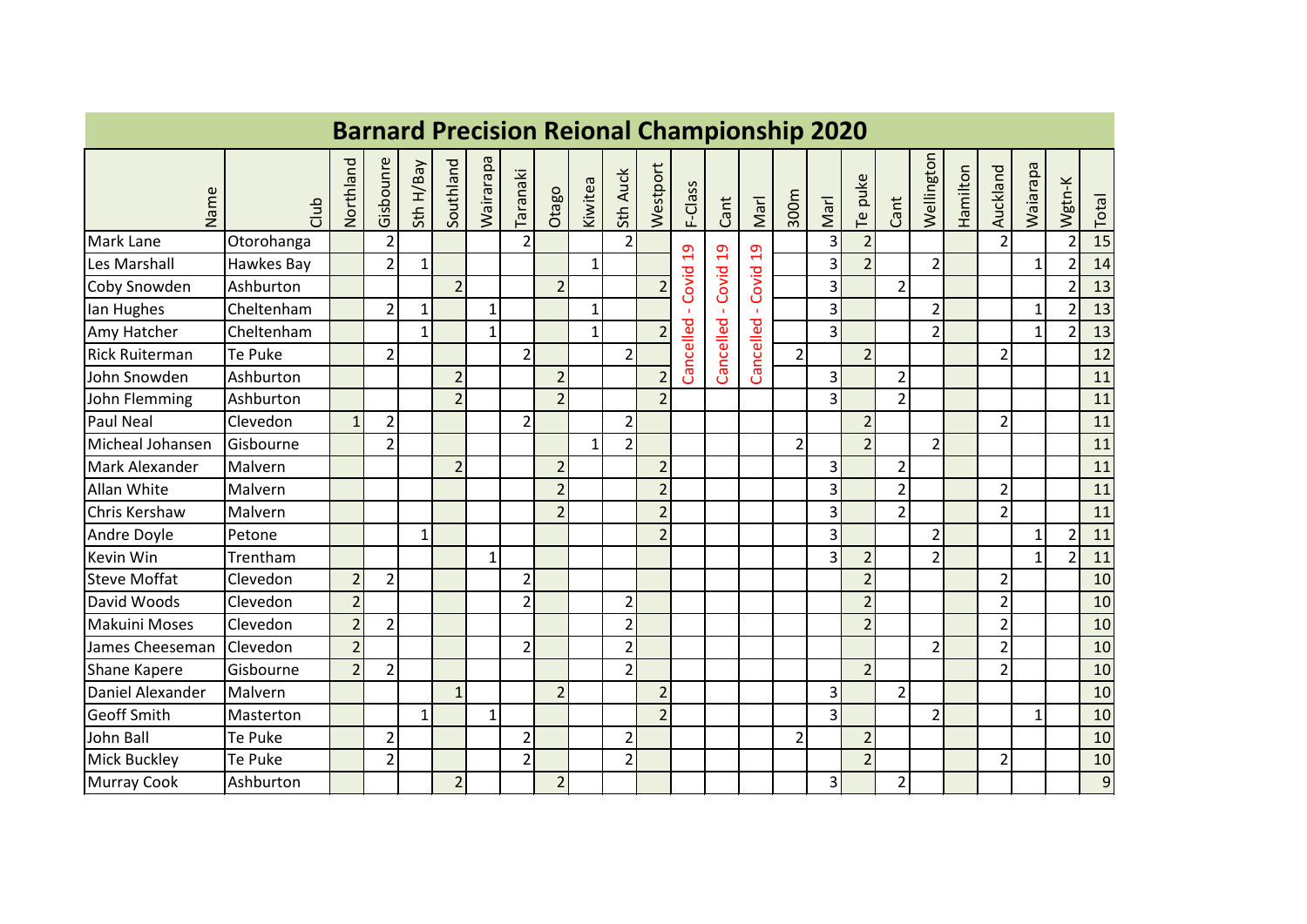# Barnard Precision Reional Championship 2020

| Name | Club | Northland | Gisbourne | Sth H/Bay | Southland | Wairarapa | Taranaki | Otago | Kiwitea | Sth Auck | Westport | F-Class | Cant | Marl | 300m | Marl | Te puke | Cant | Wellington | Hamilton | Auckland | Waiarapa | Wgtn-K | Total |
|---|---|---|---|---|---|---|---|---|---|---|---|---|---|---|---|---|---|---|---|---|---|---|---|---|
| Mark Lane | Otorohanga | | 2 | | | | 2 | | | 2 | | Cancelled - Covid 19 | Cancelled - Covid 19 | Cancelled - Covid 19 | | 3 | 2 | | | | 2 | | 2 | 15 |
| Les Marshall | Hawkes Bay | | 2 | 1 | | | | | 1 | | | | | | | 3 | 2 | | 2 | | | 1 | 2 | 14 |
| Coby Snowden | Ashburton | | | | 2 | | | 2 | | | 2 | | | | | 3 | | 2 | | | | | 2 | 13 |
| Ian Hughes | Cheltenham | | 2 | 1 | | 1 | | | 1 | | | | | | | 3 | | | 2 | | | 1 | 2 | 13 |
| Amy Hatcher | Cheltenham | | | 1 | | 1 | | | 1 | | 2 | | | | | 3 | | | 2 | | | 1 | 2 | 13 |
| Rick Ruiterman | Te Puke | | 2 | | | | 2 | | | 2 | | | | | 2 | | 2 | | | | 2 | | | 12 |
| John Snowden | Ashburton | | | | 2 | | | 2 | | | 2 | | | | | 3 | | 2 | | | | | | 11 |
| John Flemming | Ashburton | | | | 2 | | | 2 | | | 2 | | | | | 3 | | 2 | | | | | | 11 |
| Paul Neal | Clevedon | 1 | 2 | | | | 2 | | | 2 | | | | | | | 2 | | | | 2 | | | 11 |
| Micheal Johansen | Gisbourne | | 2 | | | | | | 1 | 2 | | | | | 2 | | 2 | | 2 | | | | | 11 |
| Mark Alexander | Malvern | | | | 2 | | | 2 | | | 2 | | | | | 3 | | 2 | | | | | | 11 |
| Allan White | Malvern | | | | | | | 2 | | | 2 | | | | | 3 | | 2 | | | 2 | | | 11 |
| Chris Kershaw | Malvern | | | | | | | 2 | | | 2 | | | | | 3 | | 2 | | | 2 | | | 11 |
| Andre Doyle | Petone | | | 1 | | | | | | | 2 | | | | | 3 | | | 2 | | | 1 | 2 | 11 |
| Kevin Win | Trentham | | | | | 1 | | | | | | | | | | 3 | 2 | | 2 | | | 1 | 2 | 11 |
| Steve Moffat | Clevedon | 2 | 2 | | | | 2 | | | | | | | | | | 2 | | | | 2 | | | 10 |
| David Woods | Clevedon | 2 | | | | | 2 | | | 2 | | | | | | | 2 | | | | 2 | | | 10 |
| Makuini Moses | Clevedon | 2 | 2 | | | | | | | 2 | | | | | | | 2 | | | | 2 | | | 10 |
| James Cheeseman | Clevedon | 2 | | | | | 2 | | | 2 | | | | | | | | | 2 | | 2 | | | 10 |
| Shane Kapere | Gisbourne | 2 | 2 | | | | | | | 2 | | | | | | | 2 | | | | 2 | | | 10 |
| Daniel Alexander | Malvern | | | | 1 | | | 2 | | | 2 | | | | | 3 | | 2 | | | | | | 10 |
| Geoff Smith | Masterton | | | 1 | | 1 | | | | | 2 | | | | | 3 | | | 2 | | | 1 | | 10 |
| John Ball | Te Puke | | 2 | | | | 2 | | | 2 | | | | | 2 | | 2 | | | | | | | 10 |
| Mick Buckley | Te Puke | | 2 | | | | 2 | | | 2 | | | | | | | 2 | | | | 2 | | | 10 |
| Murray Cook | Ashburton | | | | 2 | | | 2 | | | | | | | | 3 | | 2 | | | | | | 9 |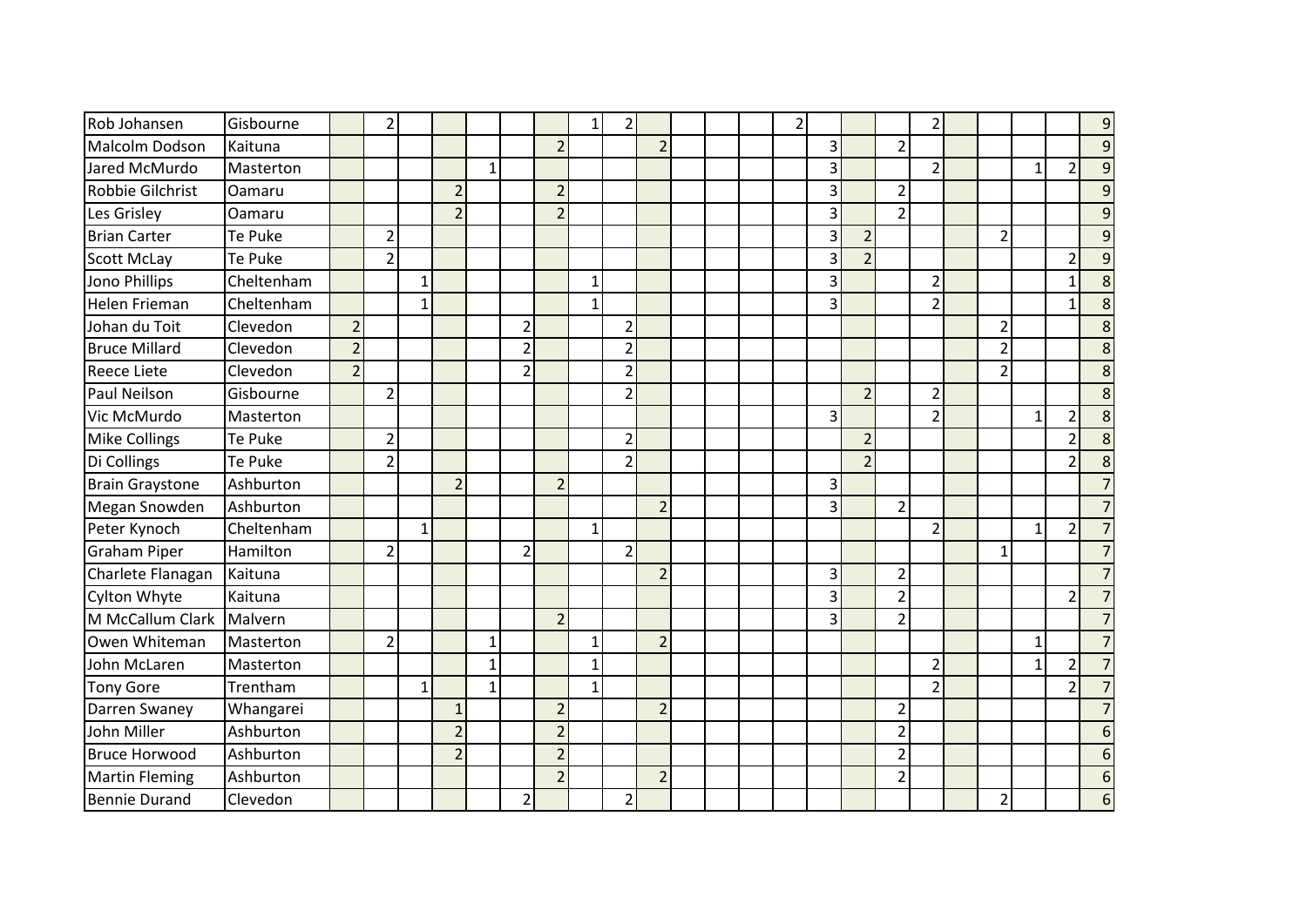| | | | | | | | | | | | | | | | | | | | | | | | | |
|---|---|---|---|---|---|---|---|---|---|---|---|---|---|---|---|---|---|---|---|---|---|---|---|---|
| Rob Johansen | Gisbourne | | 2 | | | | | | 1 | 2 | | | | | 2 | | | | 2 | | | | | 9 |
| Malcolm Dodson | Kaituna | | | | | | | 2 | | | 2 | | | | | 3 | | 2 | | | | | | 9 |
| Jared McMurdo | Masterton | | | | | 1 | | | | | | | | | | 3 | | | 2 | | | 1 | 2 | 9 |
| Robbie Gilchrist | Oamaru | | | | 2 | | | 2 | | | | | | | | 3 | | 2 | | | | | | 9 |
| Les Grisley | Oamaru | | | | 2 | | | 2 | | | | | | | | 3 | | 2 | | | | | | 9 |
| Brian Carter | Te Puke | | 2 | | | | | | | | | | | | | 3 | 2 | | | | 2 | | | 9 |
| Scott McLay | Te Puke | | 2 | | | | | | | | | | | | | 3 | 2 | | | | | | 2 | 9 |
| Jono Phillips | Cheltenham | | | 1 | | | | | 1 | | | | | | | 3 | | | 2 | | | | 1 | 8 |
| Helen Frieman | Cheltenham | | | 1 | | | | | 1 | | | | | | | 3 | | | 2 | | | | 1 | 8 |
| Johan du Toit | Clevedon | 2 | | | | | 2 | | | 2 | | | | | | | | | | | 2 | | | 8 |
| Bruce Millard | Clevedon | 2 | | | | | 2 | | | 2 | | | | | | | | | | | 2 | | | 8 |
| Reece Liete | Clevedon | 2 | | | | | 2 | | | 2 | | | | | | | | | | | 2 | | | 8 |
| Paul Neilson | Gisbourne | | 2 | | | | | | | 2 | | | | | | | 2 | | 2 | | | | | 8 |
| Vic McMurdo | Masterton | | | | | | | | | | | | | | | 3 | | | 2 | | | 1 | 2 | 8 |
| Mike Collings | Te Puke | | 2 | | | | | | | 2 | | | | | | | 2 | | | | | | 2 | 8 |
| Di Collings | Te Puke | | 2 | | | | | | | 2 | | | | | | | 2 | | | | | | 2 | 8 |
| Brain Graystone | Ashburton | | | | 2 | | | 2 | | | | | | | | 3 | | | | | | | | 7 |
| Megan Snowden | Ashburton | | | | | | | | | | 2 | | | | | 3 | | 2 | | | | | | 7 |
| Peter Kynoch | Cheltenham | | | 1 | | | | | 1 | | | | | | | | | | 2 | | | 1 | 2 | 7 |
| Graham Piper | Hamilton | | 2 | | | | 2 | | | 2 | | | | | | | | | | | 1 | | | 7 |
| Charlete Flanagan | Kaituna | | | | | | | | | | 2 | | | | | 3 | | 2 | | | | | | 7 |
| Cylton Whyte | Kaituna | | | | | | | | | | | | | | | 3 | | 2 | | | | | 2 | 7 |
| M McCallum Clark | Malvern | | | | | | | 2 | | | | | | | | 3 | | 2 | | | | | | 7 |
| Owen Whiteman | Masterton | | 2 | | | 1 | | | 1 | | 2 | | | | | | | | | | | 1 | | 7 |
| John McLaren | Masterton | | | | | 1 | | | 1 | | | | | | | | | | 2 | | | 1 | 2 | 7 |
| Tony Gore | Trentham | | | 1 | | 1 | | | 1 | | | | | | | | | | 2 | | | | 2 | 7 |
| Darren Swaney | Whangarei | | | | 1 | | | 2 | | | 2 | | | | | | | 2 | | | | | | 7 |
| John Miller | Ashburton | | | | 2 | | | 2 | | | | | | | | | | 2 | | | | | | 6 |
| Bruce Horwood | Ashburton | | | | 2 | | | 2 | | | | | | | | | | 2 | | | | | | 6 |
| Martin Fleming | Ashburton | | | | | | | 2 | | | 2 | | | | | | | 2 | | | | | | 6 |
| Bennie Durand | Clevedon | | | | | | 2 | | | 2 | | | | | | | | | | | 2 | | | 6 |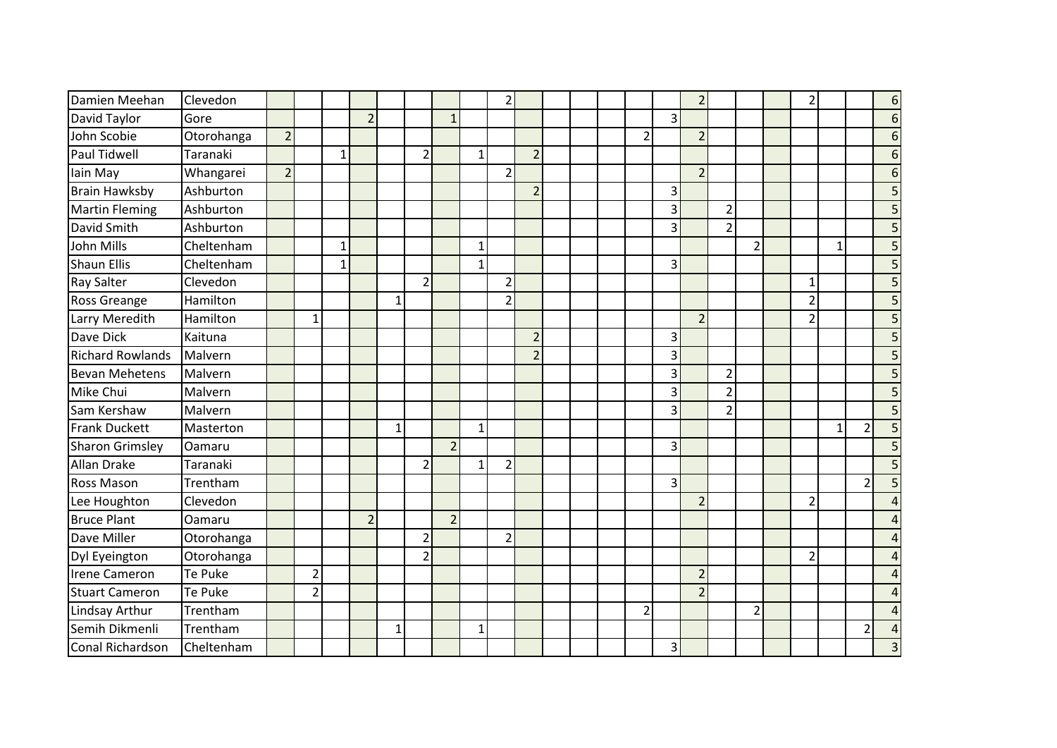| | | | | | | | | | | | | | | | | | | | | | | | | |
|---|---|---|---|---|---|---|---|---|---|---|---|---|---|---|---|---|---|---|---|---|---|---|---|---|
| Damien Meehan | Clevedon | | | | | | | | | 2 | | | | | | | 2 | | | | 2 | | | 6 |
| David Taylor | Gore | | | | 2 | | | 1 | | | | | | | | 3 | | | | | | | | 6 |
| John Scobie | Otorohanga | 2 | | | | | | | | | | | | | 2 | | 2 | | | | | | | 6 |
| Paul Tidwell | Taranaki | | | 1 | | | 2 | | 1 | | 2 | | | | | | | | | | | | | 6 |
| Iain May | Whangarei | 2 | | | | | | | | 2 | | | | | | | 2 | | | | | | | 6 |
| Brain Hawksby | Ashburton | | | | | | | | | | 2 | | | | | 3 | | | | | | | | 5 |
| Martin Fleming | Ashburton | | | | | | | | | | | | | | | 3 | | 2 | | | | | | 5 |
| David Smith | Ashburton | | | | | | | | | | | | | | | 3 | | 2 | | | | | | 5 |
| John Mills | Cheltenham | | | 1 | | | | | 1 | | | | | | | | | | 2 | | | 1 | | 5 |
| Shaun Ellis | Cheltenham | | | 1 | | | | | 1 | | | | | | | 3 | | | | | | | | 5 |
| Ray Salter | Clevedon | | | | | | 2 | | | 2 | | | | | | | | | | | 1 | | | 5 |
| Ross Greange | Hamilton | | | | | 1 | | | | 2 | | | | | | | | | | | 2 | | | 5 |
| Larry Meredith | Hamilton | | 1 | | | | | | | | | | | | | | 2 | | | | 2 | | | 5 |
| Dave Dick | Kaituna | | | | | | | | | | 2 | | | | | 3 | | | | | | | | 5 |
| Richard Rowlands | Malvern | | | | | | | | | | 2 | | | | | 3 | | | | | | | | 5 |
| Bevan Mehetens | Malvern | | | | | | | | | | | | | | | 3 | | 2 | | | | | | 5 |
| Mike Chui | Malvern | | | | | | | | | | | | | | | 3 | | 2 | | | | | | 5 |
| Sam Kershaw | Malvern | | | | | | | | | | | | | | | 3 | | 2 | | | | | | 5 |
| Frank Duckett | Masterton | | | | | 1 | | | 1 | | | | | | | | | | | | | 1 | 2 | 5 |
| Sharon Grimsley | Oamaru | | | | | | | 2 | | | | | | | | 3 | | | | | | | | 5 |
| Allan Drake | Taranaki | | | | | | 2 | | 1 | 2 | | | | | | | | | | | | | | 5 |
| Ross Mason | Trentham | | | | | | | | | | | | | | | 3 | | | | | | | 2 | 5 |
| Lee Houghton | Clevedon | | | | | | | | | | | | | | | | 2 | | | | 2 | | | 4 |
| Bruce Plant | Oamaru | | | | 2 | | | 2 | | | | | | | | | | | | | | | | 4 |
| Dave Miller | Otorohanga | | | | | | 2 | | | 2 | | | | | | | | | | | | | | 4 |
| Dyl Eyeington | Otorohanga | | | | | | 2 | | | | | | | | | | | | | | 2 | | | 4 |
| Irene Cameron | Te Puke | | 2 | | | | | | | | | | | | | | 2 | | | | | | | 4 |
| Stuart Cameron | Te Puke | | 2 | | | | | | | | | | | | | | 2 | | | | | | | 4 |
| Lindsay Arthur | Trentham | | | | | | | | | | | | | | 2 | | | | 2 | | | | | 4 |
| Semih Dikmenli | Trentham | | | | | 1 | | | 1 | | | | | | | | | | | | | | 2 | 4 |
| Conal Richardson | Cheltenham | | | | | | | | | | | | | | | 3 | | | | | | | | 3 |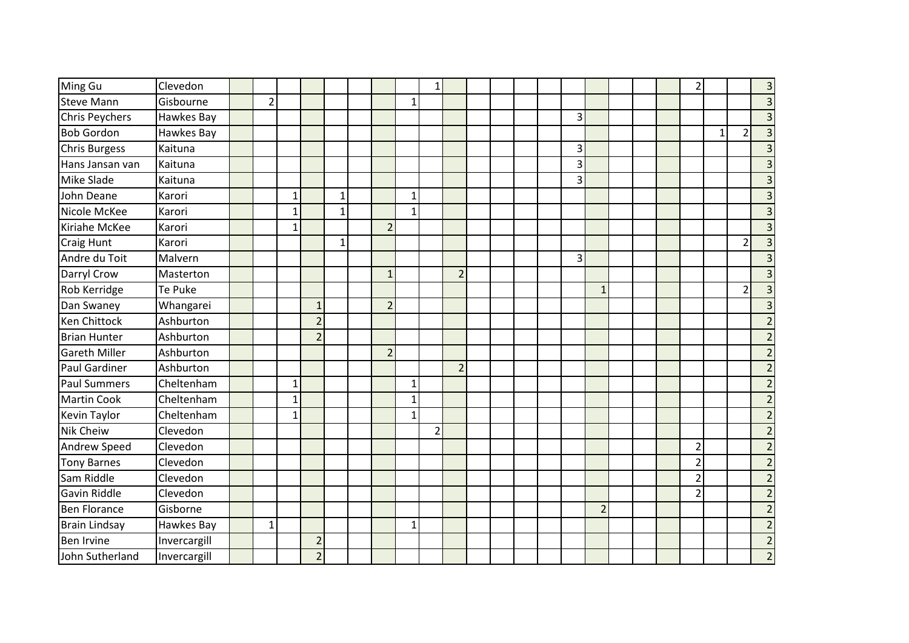| | | | | | | | | | | | | | | | | | | | | | | | | |
|---|---|---|---|---|---|---|---|---|---|---|---|---|---|---|---|---|---|---|---|---|---|---|---|---|
| Ming Gu | Clevedon | | | | | | | | | 1 | | | | | | | | | | | 2 | | | 3 |
| Steve Mann | Gisbourne | | 2 | | | | | | 1 | | | | | | | | | | | | | | | 3 |
| Chris Peychers | Hawkes Bay | | | | | | | | | | | | | | | 3 | | | | | | | | 3 |
| Bob Gordon | Hawkes Bay | | | | | | | | | | | | | | | | | | | | | 1 | 2 | 3 |
| Chris Burgess | Kaituna | | | | | | | | | | | | | | | 3 | | | | | | | | 3 |
| Hans Jansan van | Kaituna | | | | | | | | | | | | | | | 3 | | | | | | | | 3 |
| Mike Slade | Kaituna | | | | | | | | | | | | | | | 3 | | | | | | | | 3 |
| John Deane | Karori | | | 1 | | 1 | | | 1 | | | | | | | | | | | | | | | 3 |
| Nicole McKee | Karori | | | 1 | | 1 | | | 1 | | | | | | | | | | | | | | | 3 |
| Kiriahe McKee | Karori | | | 1 | | | | 2 | | | | | | | | | | | | | | | | 3 |
| Craig Hunt | Karori | | | | | 1 | | | | | | | | | | | | | | | | | 2 | 3 |
| Andre du Toit | Malvern | | | | | | | | | | | | | | | 3 | | | | | | | | 3 |
| Darryl Crow | Masterton | | | | | | | 1 | | | 2 | | | | | | | | | | | | | 3 |
| Rob Kerridge | Te Puke | | | | | | | | | | | | | | | | 1 | | | | | | 2 | 3 |
| Dan Swaney | Whangarei | | | | 1 | | | 2 | | | | | | | | | | | | | | | | 3 |
| Ken Chittock | Ashburton | | | | 2 | | | | | | | | | | | | | | | | | | | 2 |
| Brian Hunter | Ashburton | | | | 2 | | | | | | | | | | | | | | | | | | | 2 |
| Gareth Miller | Ashburton | | | | | | | 2 | | | | | | | | | | | | | | | | 2 |
| Paul Gardiner | Ashburton | | | | | | | | | | 2 | | | | | | | | | | | | | 2 |
| Paul Summers | Cheltenham | | | 1 | | | | | 1 | | | | | | | | | | | | | | | 2 |
| Martin Cook | Cheltenham | | | 1 | | | | | 1 | | | | | | | | | | | | | | | 2 |
| Kevin Taylor | Cheltenham | | | 1 | | | | | 1 | | | | | | | | | | | | | | | 2 |
| Nik Cheiw | Clevedon | | | | | | | | | 2 | | | | | | | | | | | | | | 2 |
| Andrew Speed | Clevedon | | | | | | | | | | | | | | | | | | | | 2 | | | 2 |
| Tony Barnes | Clevedon | | | | | | | | | | | | | | | | | | | | 2 | | | 2 |
| Sam Riddle | Clevedon | | | | | | | | | | | | | | | | | | | | 2 | | | 2 |
| Gavin Riddle | Clevedon | | | | | | | | | | | | | | | | | | | | 2 | | | 2 |
| Ben Florance | Gisborne | | | | | | | | | | | | | | | | 2 | | | | | | | 2 |
| Brain Lindsay | Hawkes Bay | | 1 | | | | | | 1 | | | | | | | | | | | | | | | 2 |
| Ben Irvine | Invercargill | | | | 2 | | | | | | | | | | | | | | | | | | | 2 |
| John Sutherland | Invercargill | | | | 2 | | | | | | | | | | | | | | | | | | | 2 |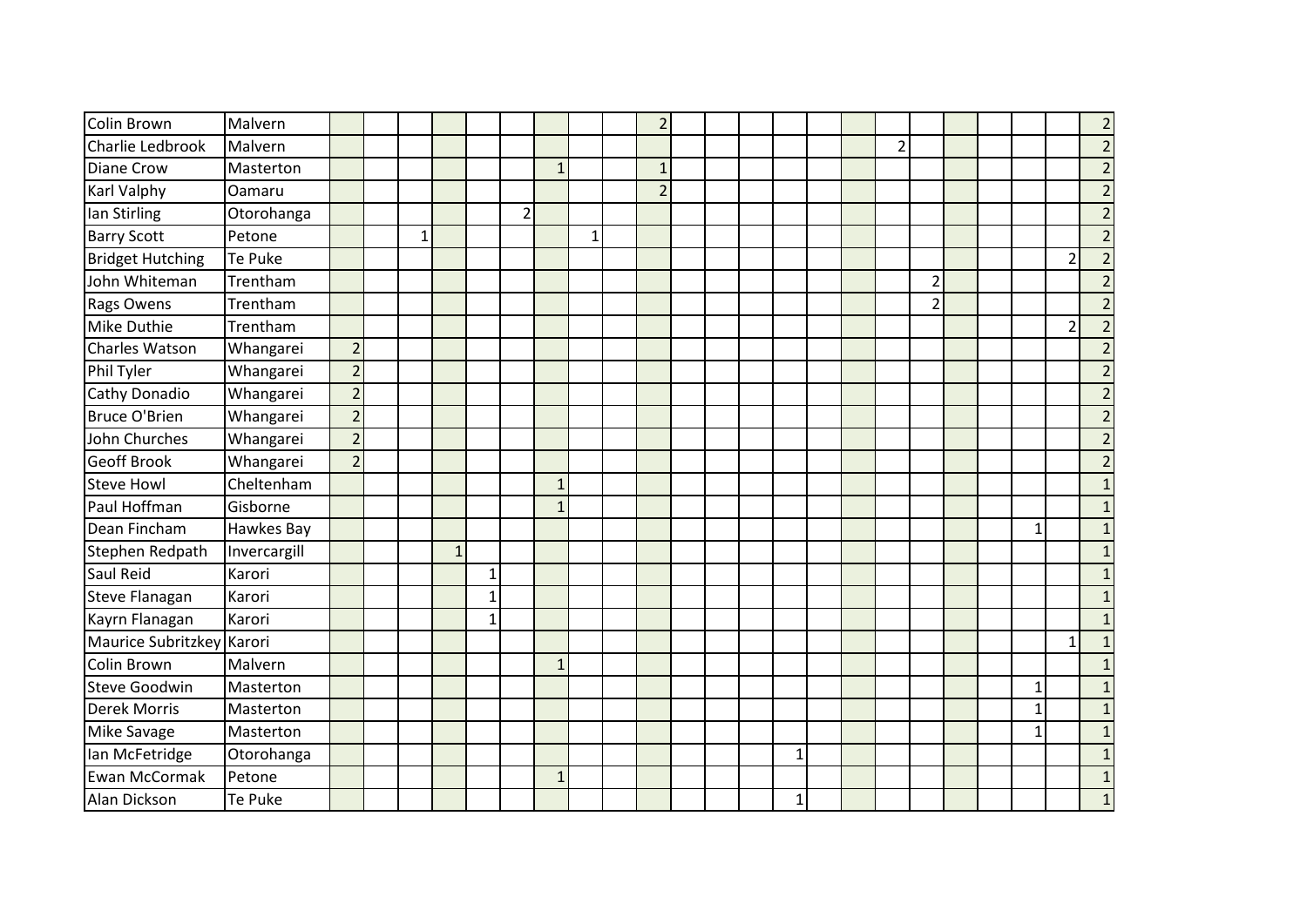| | | | | | | | | | | | | | | | | | | | | | | | | |
|---|---|---|---|---|---|---|---|---|---|---|---|---|---|---|---|---|---|---|---|---|---|---|---|---|
| Colin Brown | Malvern | | | | | | | | | | 2 | | | | | | | | | | | | | 2 |
| Charlie Ledbrook | Malvern | | | | | | | | | | | | | | | | | 2 | | | | | | 2 |
| Diane Crow | Masterton | | | | | | | 1 | | | 1 | | | | | | | | | | | | | 2 |
| Karl Valphy | Oamaru | | | | | | | | | | 2 | | | | | | | | | | | | | 2 |
| Ian Stirling | Otorohanga | | | | | | 2 | | | | | | | | | | | | | | | | | 2 |
| Barry Scott | Petone | | | 1 | | | | | 1 | | | | | | | | | | | | | | | 2 |
| Bridget Hutching | Te Puke | | | | | | | | | | | | | | | | | | | | | | 2 | 2 |
| John Whiteman | Trentham | | | | | | | | | | | | | | | | | | 2 | | | | | 2 |
| Rags Owens | Trentham | | | | | | | | | | | | | | | | | | 2 | | | | | 2 |
| Mike Duthie | Trentham | | | | | | | | | | | | | | | | | | | | | | 2 | 2 |
| Charles Watson | Whangarei | 2 | | | | | | | | | | | | | | | | | | | | | | 2 |
| Phil Tyler | Whangarei | 2 | | | | | | | | | | | | | | | | | | | | | | 2 |
| Cathy Donadio | Whangarei | 2 | | | | | | | | | | | | | | | | | | | | | | 2 |
| Bruce O'Brien | Whangarei | 2 | | | | | | | | | | | | | | | | | | | | | | 2 |
| John Churches | Whangarei | 2 | | | | | | | | | | | | | | | | | | | | | | 2 |
| Geoff Brook | Whangarei | 2 | | | | | | | | | | | | | | | | | | | | | | 2 |
| Steve Howl | Cheltenham | | | | | | | 1 | | | | | | | | | | | | | | | | 1 |
| Paul Hoffman | Gisborne | | | | | | | 1 | | | | | | | | | | | | | | | | 1 |
| Dean Fincham | Hawkes Bay | | | | | | | | | | | | | | | | | | | | | 1 | | 1 |
| Stephen Redpath | Invercargill | | | | 1 | | | | | | | | | | | | | | | | | | | 1 |
| Saul Reid | Karori | | | | | 1 | | | | | | | | | | | | | | | | | | 1 |
| Steve Flanagan | Karori | | | | | 1 | | | | | | | | | | | | | | | | | | 1 |
| Kayrn Flanagan | Karori | | | | | 1 | | | | | | | | | | | | | | | | | | 1 |
| Maurice Subritzkey | Karori | | | | | | | | | | | | | | | | | | | | | | 1 | 1 |
| Colin Brown | Malvern | | | | | | | 1 | | | | | | | | | | | | | | | | 1 |
| Steve Goodwin | Masterton | | | | | | | | | | | | | | | | | | | | | 1 | | 1 |
| Derek Morris | Masterton | | | | | | | | | | | | | | | | | | | | | 1 | | 1 |
| Mike Savage | Masterton | | | | | | | | | | | | | | | | | | | | | 1 | | 1 |
| Ian McFetridge | Otorohanga | | | | | | | | | | | | | | 1 | | | | | | | | | 1 |
| Ewan McCormak | Petone | | | | | | | 1 | | | | | | | | | | | | | | | | 1 |
| Alan Dickson | Te Puke | | | | | | | | | | | | | | 1 | | | | | | | | | 1 |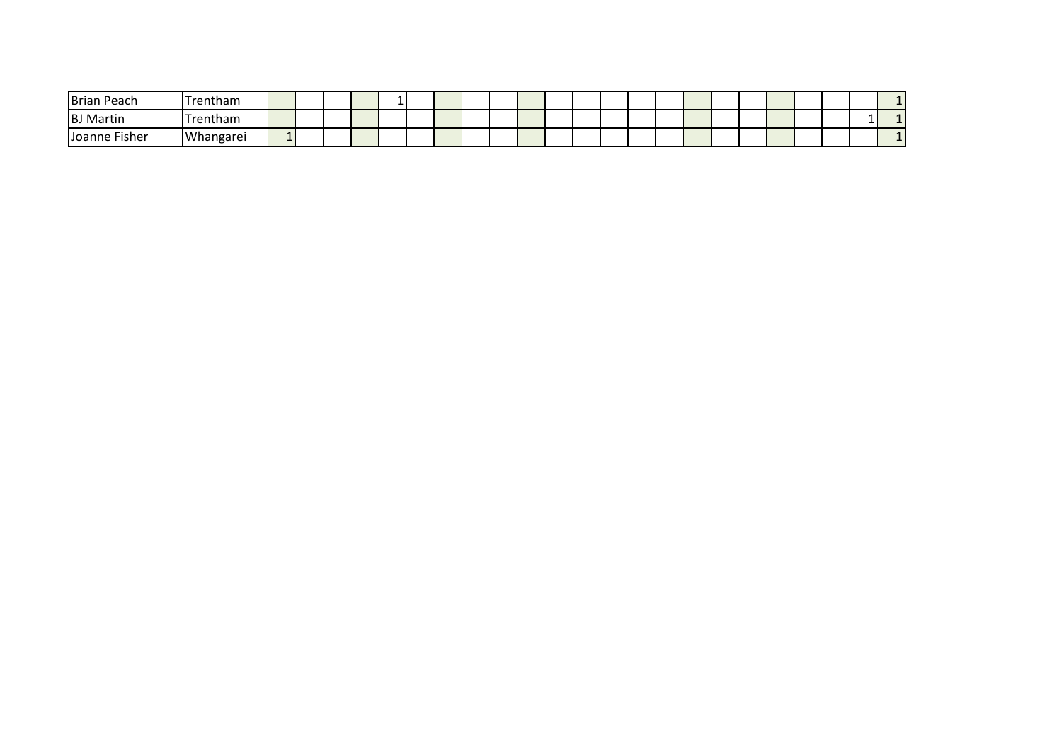| | | | | | | | | | | | | | | | | | | | | | | | | |
|---|---|---|---|---|---|---|---|---|---|---|---|---|---|---|---|---|---|---|---|---|---|---|---|---|
| Brian Peach | Trentham | | | | | 1 | | | | | | | | | | | | | | | | | | 1 |
| BJ Martin | Trentham | | | | | | | | | | | | | | | | | | | | | | 1 | 1 |
| Joanne Fisher | Whangarei | 1 | | | | | | | | | | | | | | | | | | | | | | 1 |